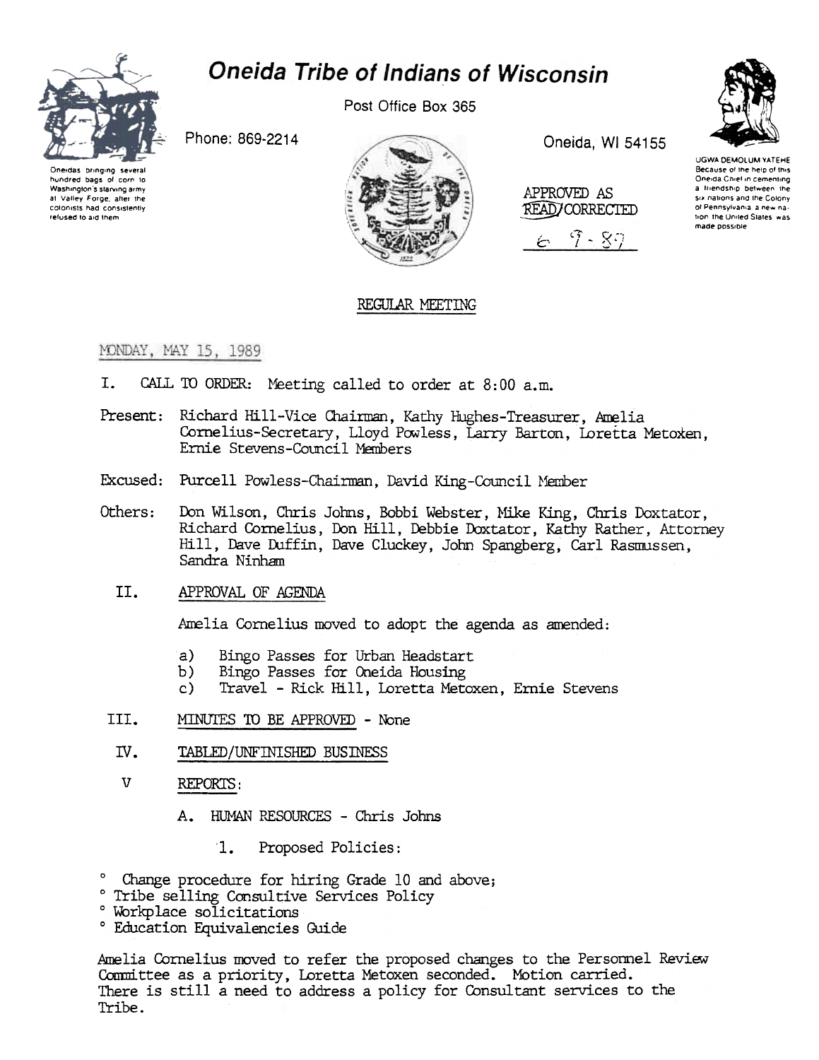# Oneida Tribe of Indians of Wisconsin

Post Office Box 365

Phone: 869-2214

Oneida, WI 54155

Oneidas bringing several hundred bags of corn to Washington's starving army at Valley Forge, after the colonists had consistently refused to aid them

UGWA DEMOLUM YATEHE Because of the help of this Oneida Chief in cementing a friendship between the six nations and the Colony of Pennsylvania, a new nation, the United States was made possible

APPROVED AS READ/CORRECTED

6-7-89

## REGULAR MEETING

MONDAY, MAY 15, 1989

I. CALL TO ORDER: Meeting called to order at 8:00 a.m.

Present: Richard Hill-Vice Chairman, Kathy Hughes-Treasurer, Amelia Cornelius-Secretary, Lloyd Powless, Larry Barton, Loretta Metoxen, Ernie Stevens-Council Members

Excused: Purcell Powless-Chairman, David King-Council Member

Others: Don Wilson, Chris Johns, Bobbi Webster, Mike King, Chris Doxtator, Richard Cornelius, Don Hill, Debbie Doxtator, Kathy Rather, Attorney Hill, Dave Duffin, Dave Cluckey, John Spangberg, Carl Rasmussen, Sandra Ninham

II. APPROVAL OF AGENDA

Amelia Cornelius moved to adopt the agenda as amended:

a) Bingo Passes for Urban Headstart
b) Bingo Passes for Oneida Housing
c) Travel - Rick Hill, Loretta Metoxen, Ernie Stevens

III. MINUTES TO BE APPROVED - None

IV. TABLED/UNFINISHED BUSINESS

V REPORTS:

A. HUMAN RESOURCES - Chris Johns

1. Proposed Policies:

- Change procedure for hiring Grade 10 and above;
- Tribe selling Consultive Services Policy
- Workplace solicitations
- Education Equivalencies Guide

Amelia Cornelius moved to refer the proposed changes to the Personnel Review Committee as a priority, Loretta Metoxen seconded. Motion carried. There is still a need to address a policy for Consultant services to the Tribe.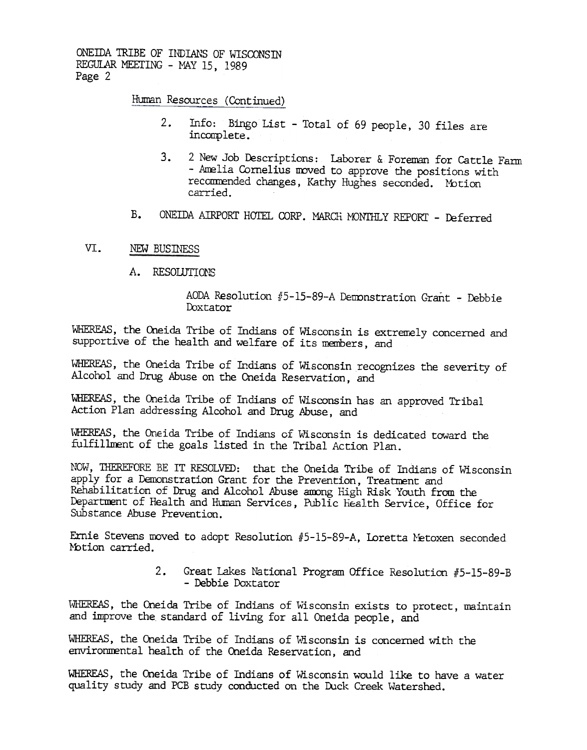Human Resources (Continued)

2. Info: Bingo List - Total of 69 people, 30 files are incomplete.

3. 2 New Job Descriptions: Laborer & Foreman for Cattle Farm - Amelia Cornelius moved to approve the positions with recommended changes, Kathy Hughes seconded. Motion carried.

B. ONEIDA AIRPORT HOTEL CORP. MARCH MONTHLY REPORT - Deferred

## VI. NEW BUSINESS

### A. RESOLUTIONS

AODA Resolution #5-15-89-A Demonstration Grant - Debbie Doxtator

WHEREAS, the Oneida Tribe of Indians of Wisconsin is extremely concerned and supportive of the health and welfare of its members, and

WHEREAS, the Oneida Tribe of Indians of Wisconsin recognizes the severity of Alcohol and Drug Abuse on the Oneida Reservation, and

WHEREAS, the Oneida Tribe of Indians of Wisconsin has an approved Tribal Action Plan addressing Alcohol and Drug Abuse, and

WHEREAS, the Oneida Tribe of Indians of Wisconsin is dedicated toward the fulfillment of the goals listed in the Tribal Action Plan.

NOW, THEREFORE BE IT RESOLVED: that the Oneida Tribe of Indians of Wisconsin apply for a Demonstration Grant for the Prevention, Treatment and Rehabilitation of Drug and Alcohol Abuse among High Risk Youth from the Department of Health and Human Services, Public Health Service, Office for Substance Abuse Prevention.

Ernie Stevens moved to adopt Resolution #5-15-89-A, Loretta Metoxen seconded Motion carried.

2. Great Lakes National Program Office Resolution #5-15-89-B - Debbie Doxtator

WHEREAS, the Oneida Tribe of Indians of Wisconsin exists to protect, maintain and improve the standard of living for all Oneida people, and

WHEREAS, the Oneida Tribe of Indians of Wisconsin is concerned with the environmental health of the Oneida Reservation, and

WHEREAS, the Oneida Tribe of Indians of Wisconsin would like to have a water quality study and PCB study conducted on the Duck Creek Watershed.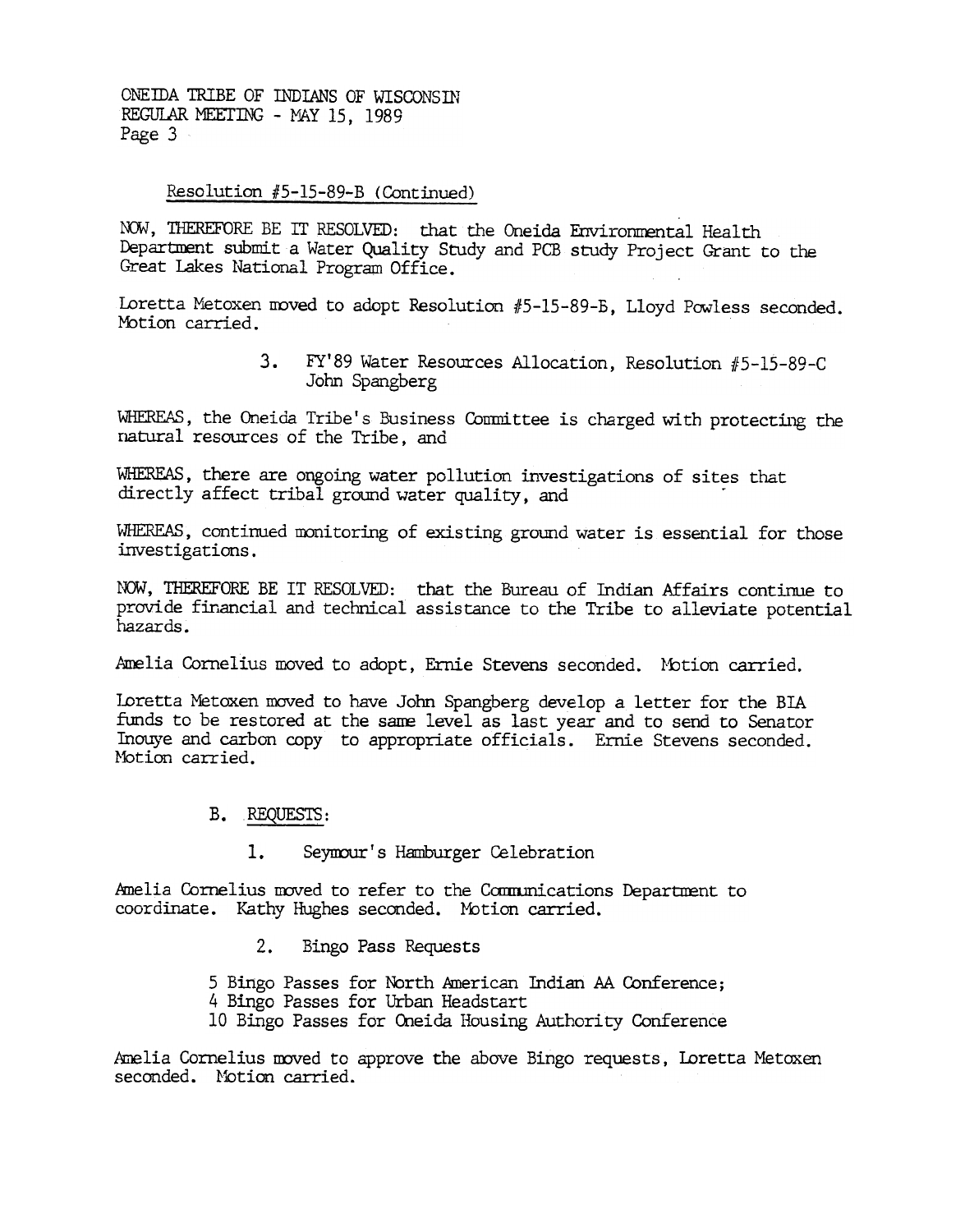Resolution #5-15-89-B (Continued)

NOW, THEREFORE BE IT RESOLVED: that the Oneida Environmental Health Department submit a Water Quality Study and PCB study Project Grant to the Great Lakes National Program Office.

Loretta Metoxen moved to adopt Resolution #5-15-89-B, Lloyd Powless seconded. Motion carried.

3. FY'89 Water Resources Allocation, Resolution #5-15-89-C
   John Spangberg

WHEREAS, the Oneida Tribe's Business Committee is charged with protecting the natural resources of the Tribe, and

WHEREAS, there are ongoing water pollution investigations of sites that directly affect tribal ground water quality, and

WHEREAS, continued monitoring of existing ground water is essential for those investigations.

NOW, THEREFORE BE IT RESOLVED: that the Bureau of Indian Affairs continue to provide financial and technical assistance to the Tribe to alleviate potential hazards.

Amelia Cornelius moved to adopt, Ernie Stevens seconded. Motion carried.

Loretta Metoxen moved to have John Spangberg develop a letter for the BIA funds to be restored at the same level as last year and to send to Senator Inouye and carbon copy to appropriate officials. Ernie Stevens seconded. Motion carried.

B. REQUESTS:

1. Seymour's Hamburger Celebration

Amelia Cornelius moved to refer to the Communications Department to coordinate. Kathy Hughes seconded. Motion carried.

2. Bingo Pass Requests

5 Bingo Passes for North American Indian AA Conference;
4 Bingo Passes for Urban Headstart
10 Bingo Passes for Oneida Housing Authority Conference

Amelia Cornelius moved to approve the above Bingo requests, Loretta Metoxen seconded. Motion carried.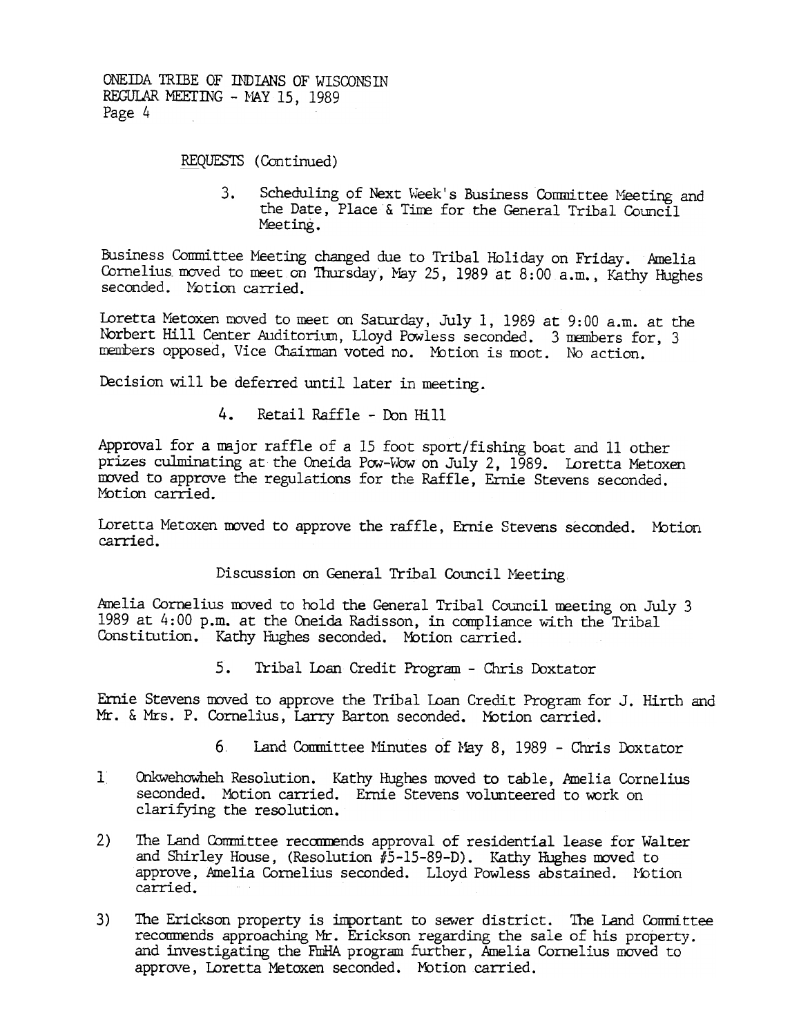REQUESTS (Continued)

3. Scheduling of Next Week's Business Committee Meeting and the Date, Place & Time for the General Tribal Council Meeting.

Business Committee Meeting changed due to Tribal Holiday on Friday. Amelia Cornelius moved to meet on Thursday, May 25, 1989 at 8:00 a.m., Kathy Hughes seconded. Motion carried.

Loretta Metoxen moved to meet on Saturday, July 1, 1989 at 9:00 a.m. at the Norbert Hill Center Auditorium, Lloyd Powless seconded. 3 members for, 3 members opposed, Vice Chairman voted no. Motion is moot. No action.

Decision will be deferred until later in meeting.

4. Retail Raffle - Don Hill

Approval for a major raffle of a 15 foot sport/fishing boat and 11 other prizes culminating at the Oneida Pow-Wow on July 2, 1989. Loretta Metoxen moved to approve the regulations for the Raffle, Ernie Stevens seconded. Motion carried.

Loretta Metoxen moved to approve the raffle, Ernie Stevens seconded. Motion carried.

Discussion on General Tribal Council Meeting

Amelia Cornelius moved to hold the General Tribal Council meeting on July 3 1989 at 4:00 p.m. at the Oneida Radisson, in compliance with the Tribal Constitution. Kathy Hughes seconded. Motion carried.

5. Tribal Loan Credit Program - Chris Doxtator

Ernie Stevens moved to approve the Tribal Loan Credit Program for J. Hirth and Mr. & Mrs. P. Cornelius, Larry Barton seconded. Motion carried.

6. Land Committee Minutes of May 8, 1989 - Chris Doxtator

1) Onkwehowheh Resolution. Kathy Hughes moved to table, Amelia Cornelius seconded. Motion carried. Ernie Stevens volunteered to work on clarifying the resolution.

2) The Land Committee recommends approval of residential lease for Walter and Shirley House, (Resolution #5-15-89-D). Kathy Hughes moved to approve, Amelia Cornelius seconded. Lloyd Powless abstained. Motion carried.

3) The Erickson property is important to sewer district. The Land Committee recommends approaching Mr. Erickson regarding the sale of his property. and investigating the FmHA program further, Amelia Cornelius moved to approve, Loretta Metoxen seconded. Motion carried.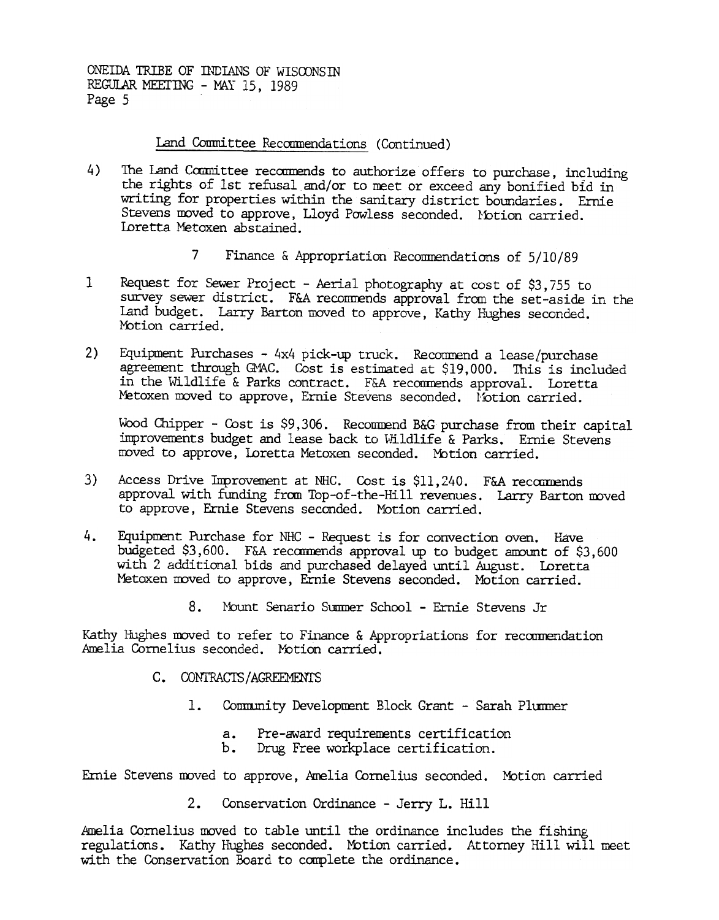Land Committee Recommendations (Continued)

4) The Land Committee recommends to authorize offers to purchase, including the rights of 1st refusal and/or to meet or exceed any bonified bid in writing for properties within the sanitary district boundaries. Ernie Stevens moved to approve, Lloyd Powless seconded. Motion carried. Loretta Metoxen abstained.

7 Finance & Appropriation Recommendations of 5/10/89

1 Request for Sewer Project - Aerial photography at cost of $3,755 to survey sewer district. F&A recommends approval from the set-aside in the Land budget. Larry Barton moved to approve, Kathy Hughes seconded. Motion carried.

2) Equipment Purchases - 4x4 pick-up truck. Recommend a lease/purchase agreement through GMAC. Cost is estimated at $19,000. This is included in the Wildlife & Parks contract. F&A recommends approval. Loretta Metoxen moved to approve, Ernie Stevens seconded. Motion carried.

Wood Chipper - Cost is $9,306. Recommend B&G purchase from their capital improvements budget and lease back to Wildlife & Parks. Ernie Stevens moved to approve, Loretta Metoxen seconded. Motion carried.

3) Access Drive Improvement at NHC. Cost is $11,240. F&A recommends approval with funding from Top-of-the-Hill revenues. Larry Barton moved to approve, Ernie Stevens seconded. Motion carried.

4. Equipment Purchase for NHC - Request is for convection oven. Have budgeted $3,600. F&A recommends approval up to budget amount of $3,600 with 2 additional bids and purchased delayed until August. Loretta Metoxen moved to approve, Ernie Stevens seconded. Motion carried.

8. Mount Senario Summer School - Ernie Stevens Jr

Kathy Hughes moved to refer to Finance & Appropriations for recommendation Amelia Cornelius seconded. Motion carried.

C. CONTRACTS/AGREEMENTS

1. Community Development Block Grant - Sarah Plummer

   a. Pre-award requirements certification
   b. Drug Free workplace certification.

Ernie Stevens moved to approve, Amelia Cornelius seconded. Motion carried

2. Conservation Ordinance - Jerry L. Hill

Amelia Cornelius moved to table until the ordinance includes the fishing regulations. Kathy Hughes seconded. Motion carried. Attorney Hill will meet with the Conservation Board to complete the ordinance.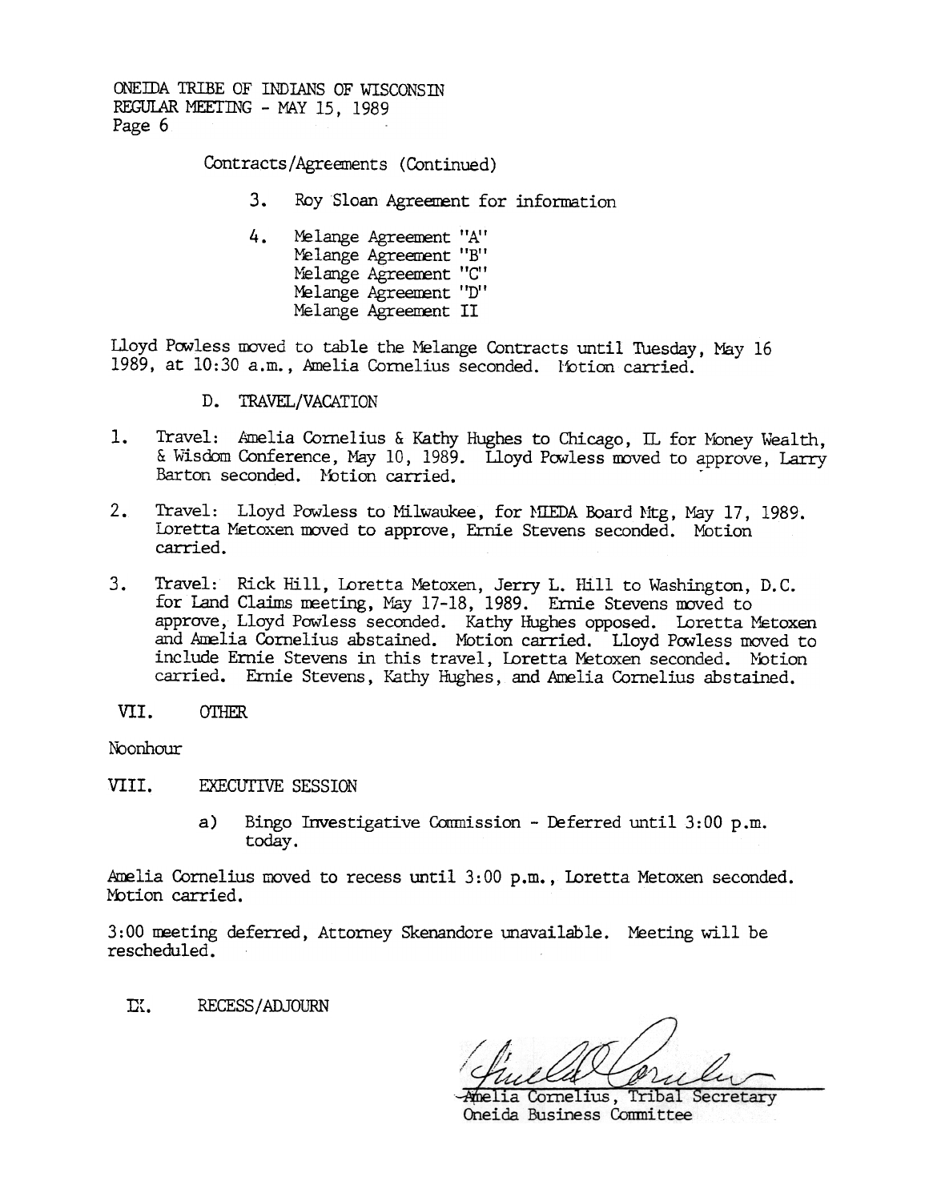Contracts/Agreements (Continued)

3. Roy Sloan Agreement for information

4. Melange Agreement "A"
   Melange Agreement "B"
   Melange Agreement "C"
   Melange Agreement "D"
   Melange Agreement II

Lloyd Powless moved to table the Melange Contracts until Tuesday, May 16 1989, at 10:30 a.m., Amelia Cornelius seconded. Motion carried.

D. TRAVEL/VACATION

1. Travel: Amelia Cornelius & Kathy Hughes to Chicago, IL for Money Wealth, & Wisdom Conference, May 10, 1989. Lloyd Powless moved to approve, Larry Barton seconded. Motion carried.

2. Travel: Lloyd Powless to Milwaukee, for MIEDA Board Mtg, May 17, 1989. Loretta Metoxen moved to approve, Ernie Stevens seconded. Motion carried.

3. Travel: Rick Hill, Loretta Metoxen, Jerry L. Hill to Washington, D.C. for Land Claims meeting, May 17-18, 1989. Ernie Stevens moved to approve, Lloyd Powless seconded. Kathy Hughes opposed. Loretta Metoxen and Amelia Cornelius abstained. Motion carried. Lloyd Powless moved to include Ernie Stevens in this travel, Loretta Metoxen seconded. Motion carried. Ernie Stevens, Kathy Hughes, and Amelia Cornelius abstained.

VII. OTHER

Noonhour

VIII. EXECUTIVE SESSION

a) Bingo Investigative Commission - Deferred until 3:00 p.m. today.

Amelia Cornelius moved to recess until 3:00 p.m., Loretta Metoxen seconded. Motion carried.

3:00 meeting deferred, Attorney Skenandore unavailable. Meeting will be rescheduled.

IX. RECESS/ADJOURN

Amelia Cornelius, Tribal Secretary
Oneida Business Committee